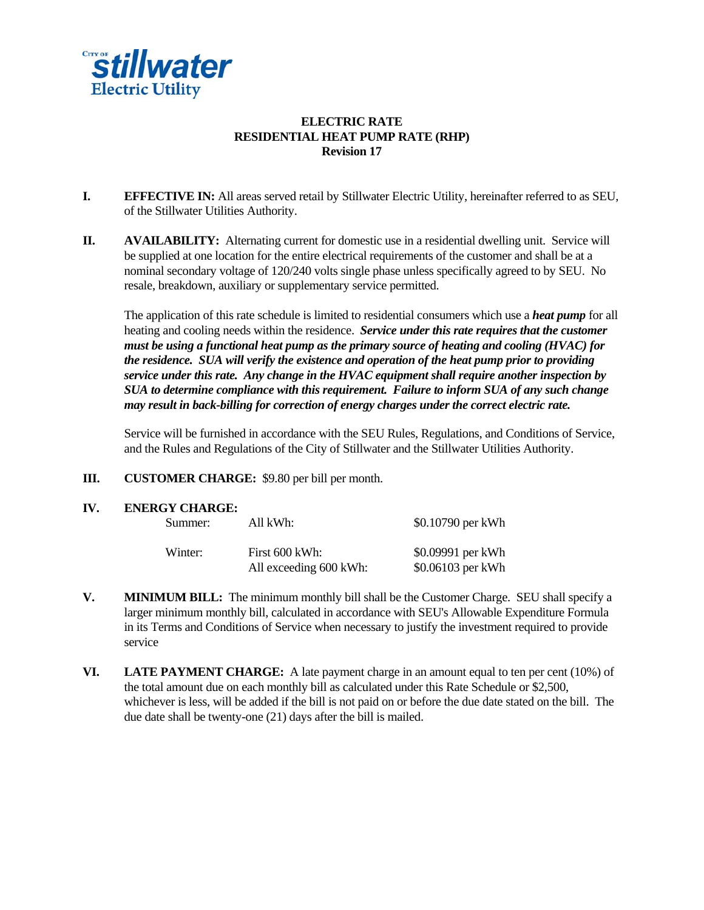City of **Stillwater** Electric Utility

# ELECTRIC RATE
# RESIDENTIAL HEAT PUMP RATE (RHP)
## Revision 17

**I. EFFECTIVE IN:** All areas served retail by Stillwater Electric Utility, hereinafter referred to as SEU, of the Stillwater Utilities Authority.

**II. AVAILABILITY:** Alternating current for domestic use in a residential dwelling unit. Service will be supplied at one location for the entire electrical requirements of the customer and shall be at a nominal secondary voltage of 120/240 volts single phase unless specifically agreed to by SEU. No resale, breakdown, auxiliary or supplementary service permitted.

The application of this rate schedule is limited to residential consumers which use a ***heat pump*** for all heating and cooling needs within the residence. ***Service under this rate requires that the customer must be using a functional heat pump as the primary source of heating and cooling (HVAC) for the residence. SUA will verify the existence and operation of the heat pump prior to providing service under this rate. Any change in the HVAC equipment shall require another inspection by SUA to determine compliance with this requirement. Failure to inform SUA of any such change may result in back-billing for correction of energy charges under the correct electric rate.***

Service will be furnished in accordance with the SEU Rules, Regulations, and Conditions of Service, and the Rules and Regulations of the City of Stillwater and the Stillwater Utilities Authority.

**III. CUSTOMER CHARGE:** $9.80 per bill per month.

**IV. ENERGY CHARGE:**

| | | |
|---|---|---|
| Summer: | All kWh: | $0.10790 per kWh |
| Winter: | First 600 kWh: | $0.09991 per kWh |
| | All exceeding 600 kWh: | $0.06103 per kWh |

**V. MINIMUM BILL:** The minimum monthly bill shall be the Customer Charge. SEU shall specify a larger minimum monthly bill, calculated in accordance with SEU's Allowable Expenditure Formula in its Terms and Conditions of Service when necessary to justify the investment required to provide service

**VI. LATE PAYMENT CHARGE:** A late payment charge in an amount equal to ten per cent (10%) of the total amount due on each monthly bill as calculated under this Rate Schedule or $2,500, whichever is less, will be added if the bill is not paid on or before the due date stated on the bill. The due date shall be twenty-one (21) days after the bill is mailed.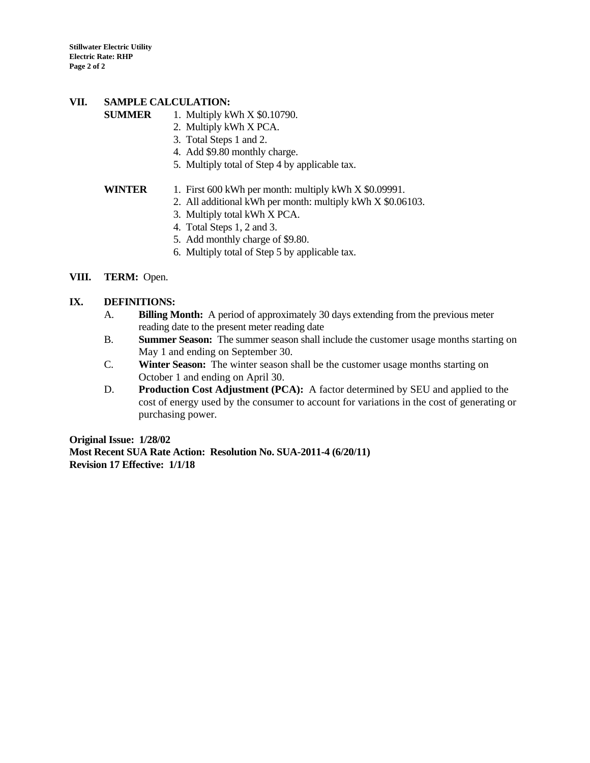## VII. SAMPLE CALCULATION:

**SUMMER**

1. Multiply kWh X $0.10790.
2. Multiply kWh X PCA.
3. Total Steps 1 and 2.
4. Add $9.80 monthly charge.
5. Multiply total of Step 4 by applicable tax.

**WINTER**

1. First 600 kWh per month: multiply kWh X $0.09991.
2. All additional kWh per month: multiply kWh X $0.06103.
3. Multiply total kWh X PCA.
4. Total Steps 1, 2 and 3.
5. Add monthly charge of $9.80.
6. Multiply total of Step 5 by applicable tax.

## VIII. TERM: Open.

## IX. DEFINITIONS:

A. **Billing Month:** A period of approximately 30 days extending from the previous meter reading date to the present meter reading date

B. **Summer Season:** The summer season shall include the customer usage months starting on May 1 and ending on September 30.

C. **Winter Season:** The winter season shall be the customer usage months starting on October 1 and ending on April 30.

D. **Production Cost Adjustment (PCA):** A factor determined by SEU and applied to the cost of energy used by the consumer to account for variations in the cost of generating or purchasing power.

**Original Issue: 1/28/02**
**Most Recent SUA Rate Action: Resolution No. SUA-2011-4 (6/20/11)**
**Revision 17 Effective: 1/1/18**